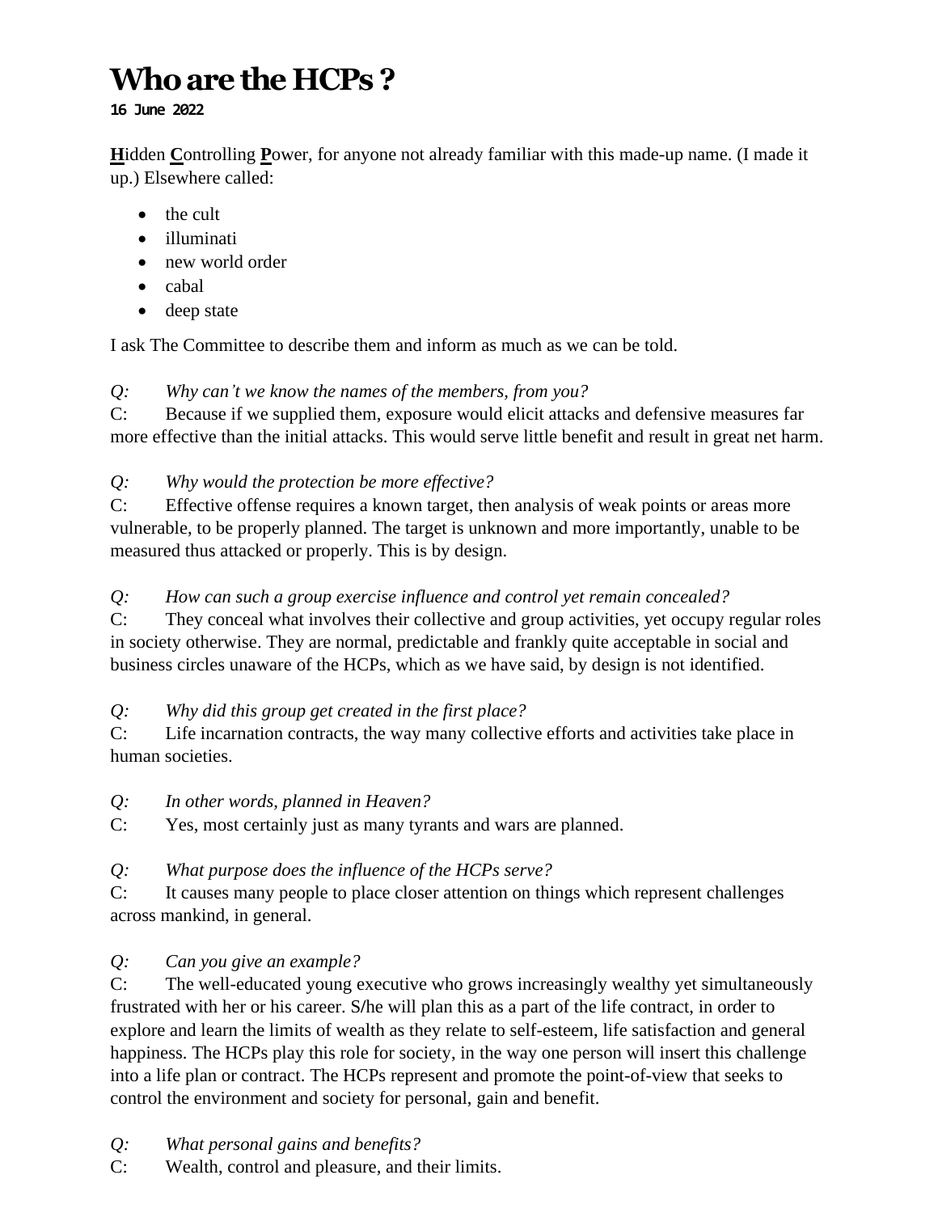# Who are the HCPs ?

**16 June 2022**

**H**idden **C**ontrolling **P**ower, for anyone not already familiar with this made-up name. (I made it up.) Elsewhere called:

- the cult
- illuminati
- new world order
- cabal
- deep state

I ask The Committee to describe them and inform as much as we can be told.

*Q: Why can't we know the names of the members, from you?*
C: Because if we supplied them, exposure would elicit attacks and defensive measures far more effective than the initial attacks. This would serve little benefit and result in great net harm.

*Q: Why would the protection be more effective?*
C: Effective offense requires a known target, then analysis of weak points or areas more vulnerable, to be properly planned. The target is unknown and more importantly, unable to be measured thus attacked or properly. This is by design.

*Q: How can such a group exercise influence and control yet remain concealed?*
C: They conceal what involves their collective and group activities, yet occupy regular roles in society otherwise. They are normal, predictable and frankly quite acceptable in social and business circles unaware of the HCPs, which as we have said, by design is not identified.

*Q: Why did this group get created in the first place?*
C: Life incarnation contracts, the way many collective efforts and activities take place in human societies.

*Q: In other words, planned in Heaven?*
C: Yes, most certainly just as many tyrants and wars are planned.

*Q: What purpose does the influence of the HCPs serve?*
C: It causes many people to place closer attention on things which represent challenges across mankind, in general.

*Q: Can you give an example?*
C: The well-educated young executive who grows increasingly wealthy yet simultaneously frustrated with her or his career. S/he will plan this as a part of the life contract, in order to explore and learn the limits of wealth as they relate to self-esteem, life satisfaction and general happiness. The HCPs play this role for society, in the way one person will insert this challenge into a life plan or contract. The HCPs represent and promote the point-of-view that seeks to control the environment and society for personal, gain and benefit.

*Q: What personal gains and benefits?*
C: Wealth, control and pleasure, and their limits.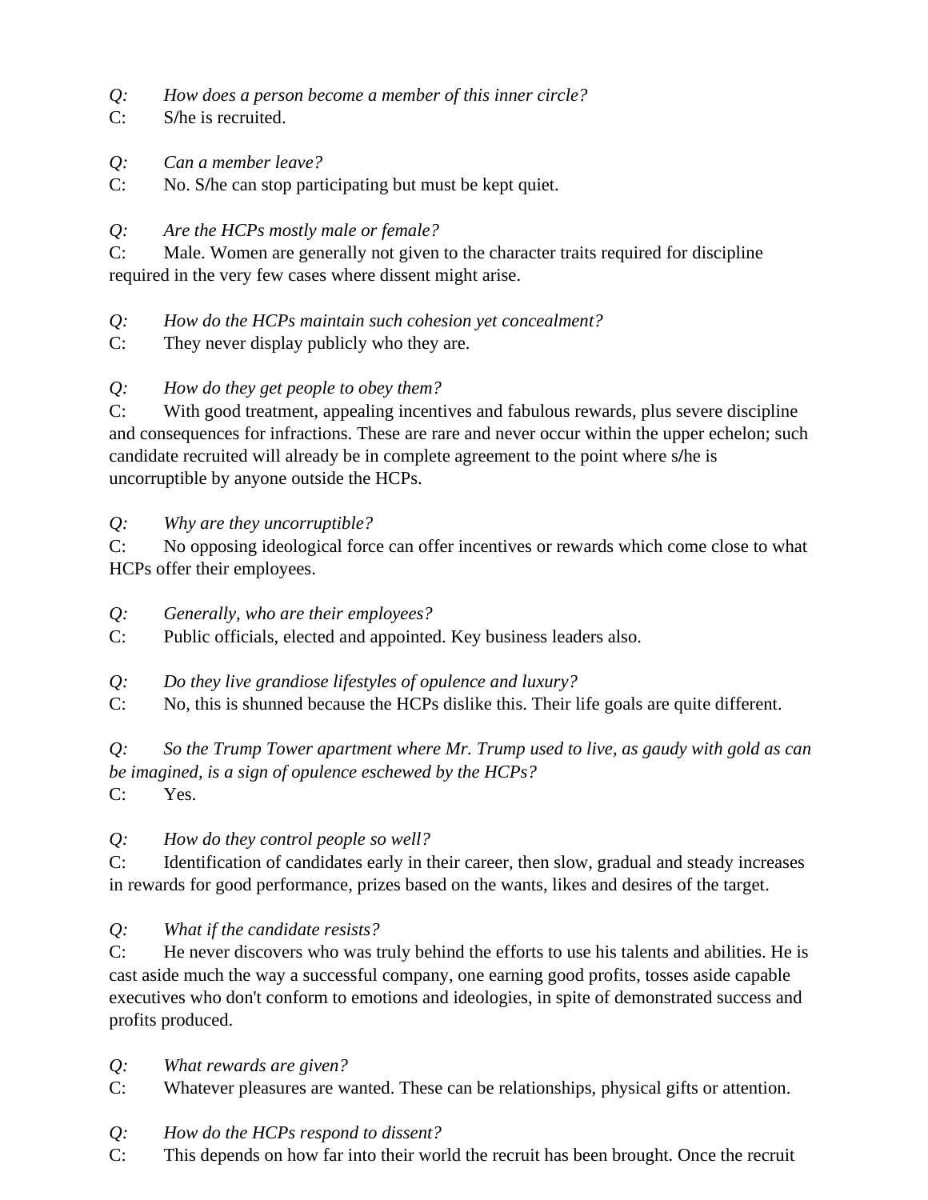*Q: How does a person become a member of this inner circle?*
C: S/he is recruited.

*Q: Can a member leave?*
C: No. S/he can stop participating but must be kept quiet.

*Q: Are the HCPs mostly male or female?*
C: Male. Women are generally not given to the character traits required for discipline required in the very few cases where dissent might arise.

*Q: How do the HCPs maintain such cohesion yet concealment?*
C: They never display publicly who they are.

*Q: How do they get people to obey them?*
C: With good treatment, appealing incentives and fabulous rewards, plus severe discipline and consequences for infractions. These are rare and never occur within the upper echelon; such candidate recruited will already be in complete agreement to the point where s/he is uncorruptible by anyone outside the HCPs.

*Q: Why are they uncorruptible?*
C: No opposing ideological force can offer incentives or rewards which come close to what HCPs offer their employees.

*Q: Generally, who are their employees?*
C: Public officials, elected and appointed. Key business leaders also.

*Q: Do they live grandiose lifestyles of opulence and luxury?*
C: No, this is shunned because the HCPs dislike this. Their life goals are quite different.

*Q: So the Trump Tower apartment where Mr. Trump used to live, as gaudy with gold as can be imagined, is a sign of opulence eschewed by the HCPs?*
C: Yes.

*Q: How do they control people so well?*
C: Identification of candidates early in their career, then slow, gradual and steady increases in rewards for good performance, prizes based on the wants, likes and desires of the target.

*Q: What if the candidate resists?*
C: He never discovers who was truly behind the efforts to use his talents and abilities. He is cast aside much the way a successful company, one earning good profits, tosses aside capable executives who don't conform to emotions and ideologies, in spite of demonstrated success and profits produced.

*Q: What rewards are given?*
C: Whatever pleasures are wanted. These can be relationships, physical gifts or attention.

*Q: How do the HCPs respond to dissent?*
C: This depends on how far into their world the recruit has been brought. Once the recruit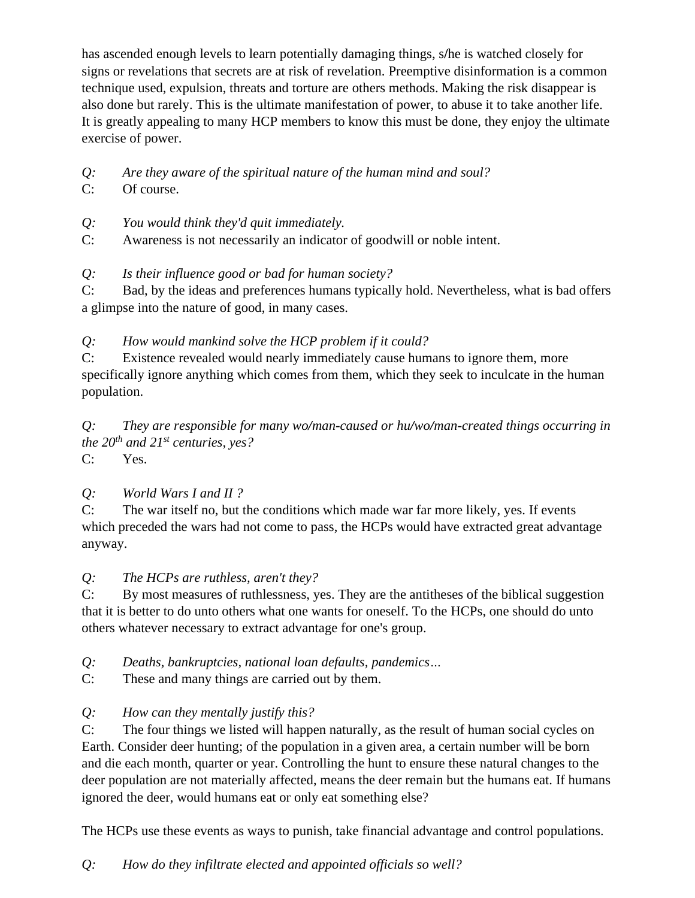has ascended enough levels to learn potentially damaging things, s/he is watched closely for signs or revelations that secrets are at risk of revelation. Preemptive disinformation is a common technique used, expulsion, threats and torture are others methods. Making the risk disappear is also done but rarely. This is the ultimate manifestation of power, to abuse it to take another life. It is greatly appealing to many HCP members to know this must be done, they enjoy the ultimate exercise of power.

*Q: Are they aware of the spiritual nature of the human mind and soul?*
C: Of course.

*Q: You would think they'd quit immediately.*
C: Awareness is not necessarily an indicator of goodwill or noble intent.

*Q: Is their influence good or bad for human society?*
C: Bad, by the ideas and preferences humans typically hold. Nevertheless, what is bad offers a glimpse into the nature of good, in many cases.

*Q: How would mankind solve the HCP problem if it could?*
C: Existence revealed would nearly immediately cause humans to ignore them, more specifically ignore anything which comes from them, which they seek to inculcate in the human population.

*Q: They are responsible for many wo/man-caused or hu/wo/man-created things occurring in the 20th and 21st centuries, yes?*
C: Yes.

*Q: World Wars I and II ?*
C: The war itself no, but the conditions which made war far more likely, yes. If events which preceded the wars had not come to pass, the HCPs would have extracted great advantage anyway.

*Q: The HCPs are ruthless, aren't they?*
C: By most measures of ruthlessness, yes. They are the antitheses of the biblical suggestion that it is better to do unto others what one wants for oneself. To the HCPs, one should do unto others whatever necessary to extract advantage for one's group.

*Q: Deaths, bankruptcies, national loan defaults, pandemics…*
C: These and many things are carried out by them.

*Q: How can they mentally justify this?*
C: The four things we listed will happen naturally, as the result of human social cycles on Earth. Consider deer hunting; of the population in a given area, a certain number will be born and die each month, quarter or year. Controlling the hunt to ensure these natural changes to the deer population are not materially affected, means the deer remain but the humans eat. If humans ignored the deer, would humans eat or only eat something else?

The HCPs use these events as ways to punish, take financial advantage and control populations.

*Q: How do they infiltrate elected and appointed officials so well?*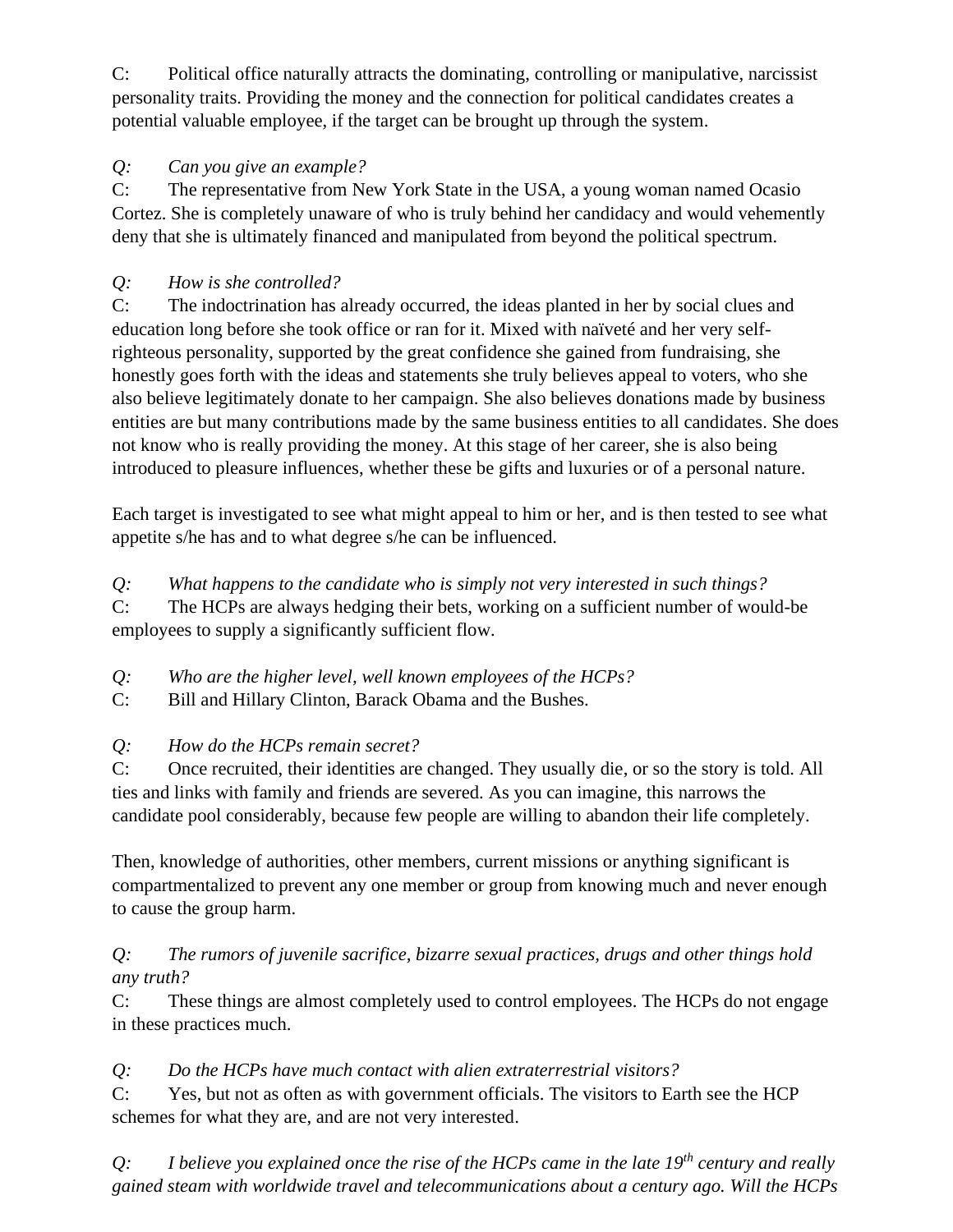C: Political office naturally attracts the dominating, controlling or manipulative, narcissist personality traits. Providing the money and the connection for political candidates creates a potential valuable employee, if the target can be brought up through the system.

*Q: Can you give an example?*

C: The representative from New York State in the USA, a young woman named Ocasio Cortez. She is completely unaware of who is truly behind her candidacy and would vehemently deny that she is ultimately financed and manipulated from beyond the political spectrum.

*Q: How is she controlled?*

C: The indoctrination has already occurred, the ideas planted in her by social clues and education long before she took office or ran for it. Mixed with naïveté and her very self-righteous personality, supported by the great confidence she gained from fundraising, she honestly goes forth with the ideas and statements she truly believes appeal to voters, who she also believe legitimately donate to her campaign. She also believes donations made by business entities are but many contributions made by the same business entities to all candidates. She does not know who is really providing the money. At this stage of her career, she is also being introduced to pleasure influences, whether these be gifts and luxuries or of a personal nature.

Each target is investigated to see what might appeal to him or her, and is then tested to see what appetite s/he has and to what degree s/he can be influenced.

*Q: What happens to the candidate who is simply not very interested in such things?*

C: The HCPs are always hedging their bets, working on a sufficient number of would-be employees to supply a significantly sufficient flow.

*Q: Who are the higher level, well known employees of the HCPs?*

C: Bill and Hillary Clinton, Barack Obama and the Bushes.

*Q: How do the HCPs remain secret?*

C: Once recruited, their identities are changed. They usually die, or so the story is told. All ties and links with family and friends are severed. As you can imagine, this narrows the candidate pool considerably, because few people are willing to abandon their life completely.

Then, knowledge of authorities, other members, current missions or anything significant is compartmentalized to prevent any one member or group from knowing much and never enough to cause the group harm.

*Q: The rumors of juvenile sacrifice, bizarre sexual practices, drugs and other things hold any truth?*

C: These things are almost completely used to control employees. The HCPs do not engage in these practices much.

*Q: Do the HCPs have much contact with alien extraterrestrial visitors?*

C: Yes, but not as often as with government officials. The visitors to Earth see the HCP schemes for what they are, and are not very interested.

*Q: I believe you explained once the rise of the HCPs came in the late 19th century and really gained steam with worldwide travel and telecommunications about a century ago. Will the HCPs*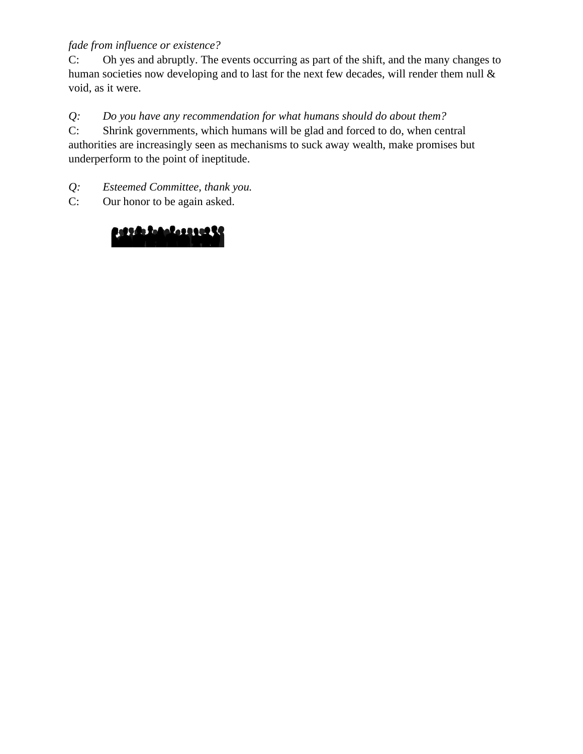*fade from influence or existence?*

C: Oh yes and abruptly. The events occurring as part of the shift, and the many changes to human societies now developing and to last for the next few decades, will render them null & void, as it were.

*Q: Do you have any recommendation for what humans should do about them?*

C: Shrink governments, which humans will be glad and forced to do, when central authorities are increasingly seen as mechanisms to suck away wealth, make promises but underperform to the point of ineptitude.

*Q: Esteemed Committee, thank you.*

C: Our honor to be again asked.